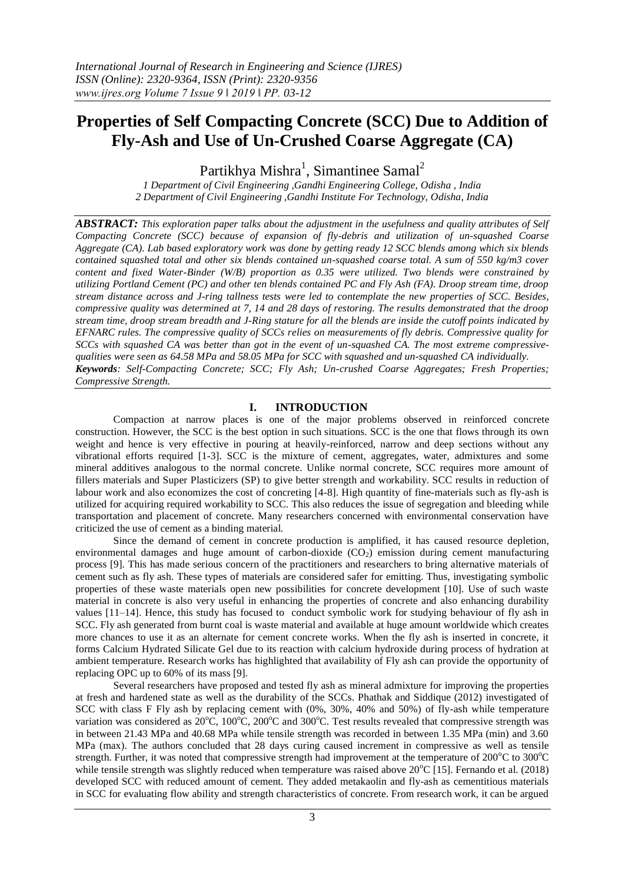# Properties of Self Compacting Concrete (SCC) Due to Addition of Fly-Ash and Use of Un-Crushed Coarse Aggregate (CA)

Partikhya Mishra[1], Simantinee Samal[2]

*1 Department of Civil Engineering ,Gandhi Engineering College, Odisha , India*
*2 Department of Civil Engineering ,Gandhi Institute For Technology, Odisha, India*

***ABSTRACT:*** *This exploration paper talks about the adjustment in the usefulness and quality attributes of Self Compacting Concrete (SCC) because of expansion of fly-debris and utilization of un-squashed Coarse Aggregate (CA). Lab based exploratory work was done by getting ready 12 SCC blends among which six blends contained squashed total and other six blends contained un-squashed coarse total. A sum of 550 kg/m3 cover content and fixed Water-Binder (W/B) proportion as 0.35 were utilized. Two blends were constrained by utilizing Portland Cement (PC) and other ten blends contained PC and Fly Ash (FA). Droop stream time, droop stream distance across and J-ring tallness tests were led to contemplate the new properties of SCC. Besides, compressive quality was determined at 7, 14 and 28 days of restoring. The results demonstrated that the droop stream time, droop stream breadth and J-Ring stature for all the blends are inside the cutoff points indicated by EFNARC rules. The compressive quality of SCCs relies on measurements of fly debris. Compressive quality for SCCs with squashed CA was better than got in the event of un-squashed CA. The most extreme compressive-qualities were seen as 64.58 MPa and 58.05 MPa for SCC with squashed and un-squashed CA individually.*
***Keywords****: Self-Compacting Concrete; SCC; Fly Ash; Un-crushed Coarse Aggregates; Fresh Properties; Compressive Strength.*

## I. INTRODUCTION

Compaction at narrow places is one of the major problems observed in reinforced concrete construction. However, the SCC is the best option in such situations. SCC is the one that flows through its own weight and hence is very effective in pouring at heavily-reinforced, narrow and deep sections without any vibrational efforts required [1-3]. SCC is the mixture of cement, aggregates, water, admixtures and some mineral additives analogous to the normal concrete. Unlike normal concrete, SCC requires more amount of fillers materials and Super Plasticizers (SP) to give better strength and workability. SCC results in reduction of labour work and also economizes the cost of concreting [4-8]. High quantity of fine-materials such as fly-ash is utilized for acquiring required workability to SCC. This also reduces the issue of segregation and bleeding while transportation and placement of concrete. Many researchers concerned with environmental conservation have criticized the use of cement as a binding material.

Since the demand of cement in concrete production is amplified, it has caused resource depletion, environmental damages and huge amount of carbon-dioxide ($CO_2$) emission during cement manufacturing process [9]. This has made serious concern of the practitioners and researchers to bring alternative materials of cement such as fly ash. These types of materials are considered safer for emitting. Thus, investigating symbolic properties of these waste materials open new possibilities for concrete development [10]. Use of such waste material in concrete is also very useful in enhancing the properties of concrete and also enhancing durability values [11–14]. Hence, this study has focused to conduct symbolic work for studying behaviour of fly ash in SCC. Fly ash generated from burnt coal is waste material and available at huge amount worldwide which creates more chances to use it as an alternate for cement concrete works. When the fly ash is inserted in concrete, it forms Calcium Hydrated Silicate Gel due to its reaction with calcium hydroxide during process of hydration at ambient temperature. Research works has highlighted that availability of Fly ash can provide the opportunity of replacing OPC up to 60% of its mass [9].

Several researchers have proposed and tested fly ash as mineral admixture for improving the properties at fresh and hardened state as well as the durability of the SCCs. Phathak and Siddique (2012) investigated of SCC with class F Fly ash by replacing cement with (0%, 30%, 40% and 50%) of fly-ash while temperature variation was considered as 20$^o$C, 100$^o$C, 200$^o$C and 300$^o$C. Test results revealed that compressive strength was in between 21.43 MPa and 40.68 MPa while tensile strength was recorded in between 1.35 MPa (min) and 3.60 MPa (max). The authors concluded that 28 days curing caused increment in compressive as well as tensile strength. Further, it was noted that compressive strength had improvement at the temperature of 200$^o$C to 300$^o$C while tensile strength was slightly reduced when temperature was raised above 20$^o$C [15]. Fernando et al. (2018) developed SCC with reduced amount of cement. They added metakaolin and fly-ash as cementitious materials in SCC for evaluating flow ability and strength characteristics of concrete. From research work, it can be argued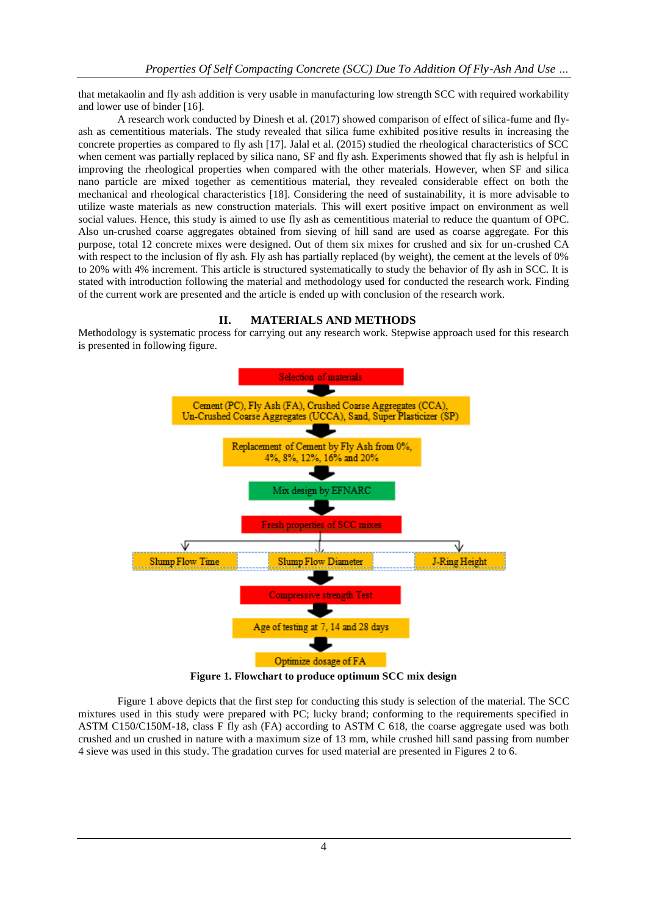that metakaolin and fly ash addition is very usable in manufacturing low strength SCC with required workability and lower use of binder [16].

A research work conducted by Dinesh et al. (2017) showed comparison of effect of silica-fume and fly-ash as cementitious materials. The study revealed that silica fume exhibited positive results in increasing the concrete properties as compared to fly ash [17]. Jalal et al. (2015) studied the rheological characteristics of SCC when cement was partially replaced by silica nano, SF and fly ash. Experiments showed that fly ash is helpful in improving the rheological properties when compared with the other materials. However, when SF and silica nano particle are mixed together as cementitious material, they revealed considerable effect on both the mechanical and rheological characteristics [18]. Considering the need of sustainability, it is more advisable to utilize waste materials as new construction materials. This will exert positive impact on environment as well social values. Hence, this study is aimed to use fly ash as cementitious material to reduce the quantum of OPC. Also un-crushed coarse aggregates obtained from sieving of hill sand are used as coarse aggregate. For this purpose, total 12 concrete mixes were designed. Out of them six mixes for crushed and six for un-crushed CA with respect to the inclusion of fly ash. Fly ash has partially replaced (by weight), the cement at the levels of 0% to 20% with 4% increment. This article is structured systematically to study the behavior of fly ash in SCC. It is stated with introduction following the material and methodology used for conducted the research work. Finding of the current work are presented and the article is ended up with conclusion of the research work.

## II. MATERIALS AND METHODS

Methodology is systematic process for carrying out any research work. Stepwise approach used for this research is presented in following figure.

Selection of materials

Cement (PC), Fly Ash (FA), Crushed Coarse Aggregates (CCA), Un-Crushed Coarse Aggregates (UCCA), Sand, Super Plasticizer (SP)

Replacement of Cement by Fly Ash from 0%, 4%, 8%, 12%, 16% and 20%

Mix design by EFNARC

Fresh properties of SCC mixes

Slump Flow Time | Slump Flow Diameter | J-Ring Height

Compressive strength Test

Age of testing at 7, 14 and 28 days

Optimize dosage of FA

**Figure 1. Flowchart to produce optimum SCC mix design**

Figure 1 above depicts that the first step for conducting this study is selection of the material. The SCC mixtures used in this study were prepared with PC; lucky brand; conforming to the requirements specified in ASTM C150/C150M-18, class F fly ash (FA) according to ASTM C 618, the coarse aggregate used was both crushed and un crushed in nature with a maximum size of 13 mm, while crushed hill sand passing from number 4 sieve was used in this study. The gradation curves for used material are presented in Figures 2 to 6.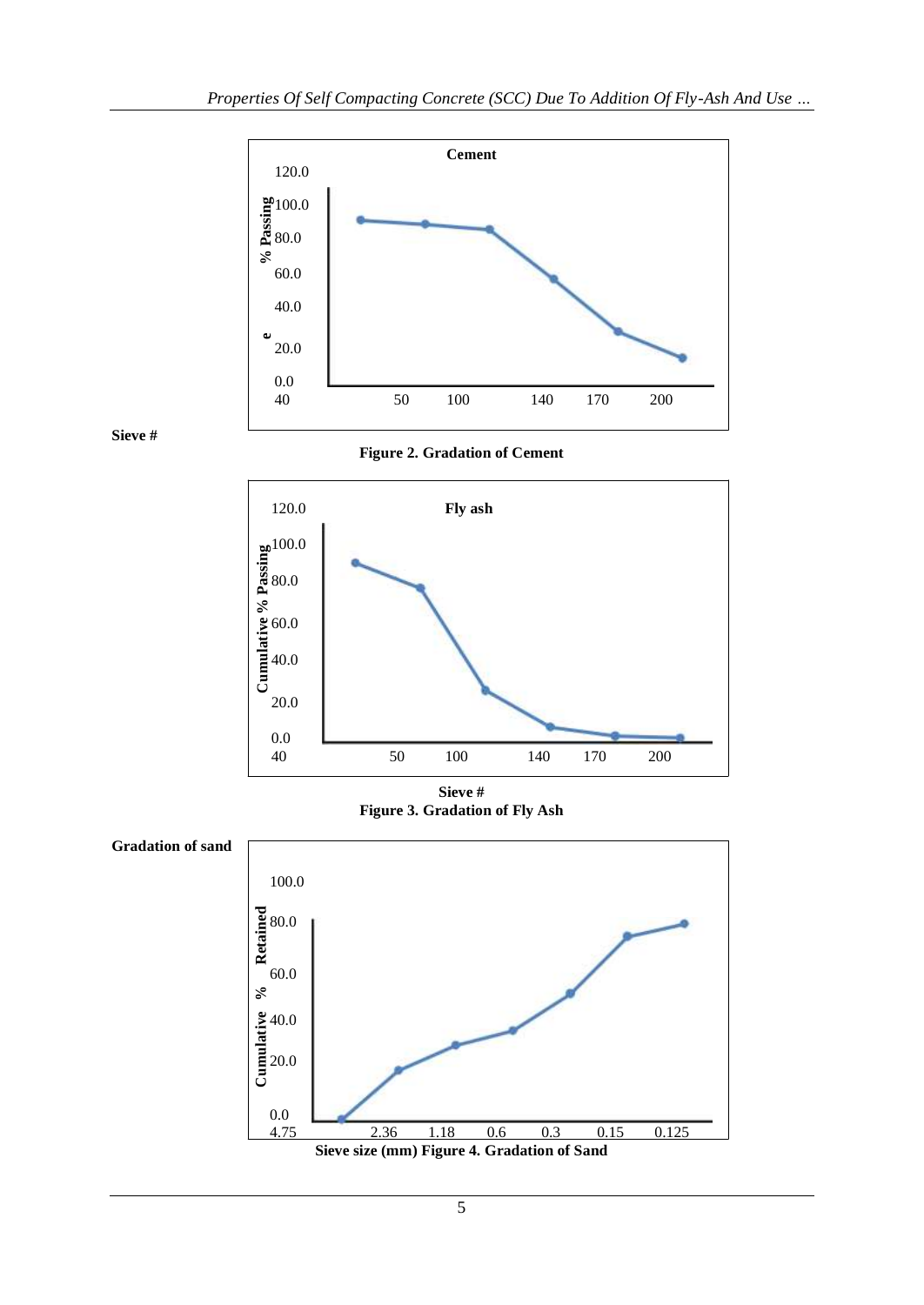Sieve #

**Figure 2. Gradation of Cement**

**Figure 3. Gradation of Fly Ash**

**Gradation of sand**

**Sieve size (mm) Figure 4. Gradation of Sand**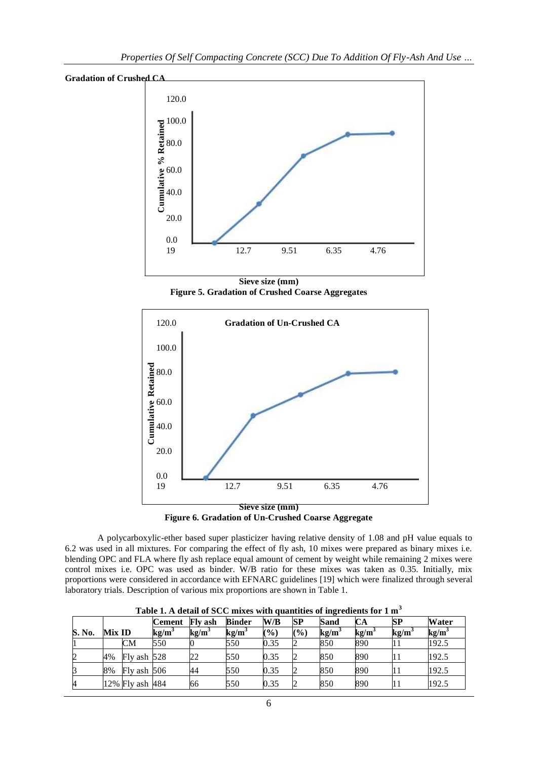**Gradation of Crushed CA**

**Figure 5. Gradation of Crushed Coarse Aggregates**

**Gradation of Un-Crushed CA**

**Figure 6. Gradation of Un-Crushed Coarse Aggregate**

A polycarboxylic-ether based super plasticizer having relative density of 1.08 and pH value equals to 6.2 was used in all mixtures. For comparing the effect of fly ash, 10 mixes were prepared as binary mixes i.e. blending OPC and FLA where fly ash replace equal amount of cement by weight while remaining 2 mixes were control mixes i.e. OPC was used as binder. W/B ratio for these mixes was taken as 0.35. Initially, mix proportions were considered in accordance with EFNARC guidelines [19] which were finalized through several laboratory trials. Description of various mix proportions are shown in Table 1.

**Table 1. A detail of SCC mixes with quantities of ingredients for 1 $m^3$**

| S. No. | Mix ID | | Cement $kg/m^3$ | Fly ash $kg/m^3$ | Binder $kg/m^3$ | W/B (%) | SP (%) | Sand $kg/m^3$ | CA $kg/m^3$ | SP $kg/m^3$ | Water $kg/m^3$ |
|---|---|---|---|---|---|---|---|---|---|---|---|
| 1 | | CM | 550 | 0 | 550 | 0.35 | 2 | 850 | 890 | 11 | 192.5 |
| 2 | 4% | Fly ash | 528 | 22 | 550 | 0.35 | 2 | 850 | 890 | 11 | 192.5 |
| 3 | 8% | Fly ash | 506 | 44 | 550 | 0.35 | 2 | 850 | 890 | 11 | 192.5 |
| 4 | 12% | Fly ash | 484 | 66 | 550 | 0.35 | 2 | 850 | 890 | 11 | 192.5 |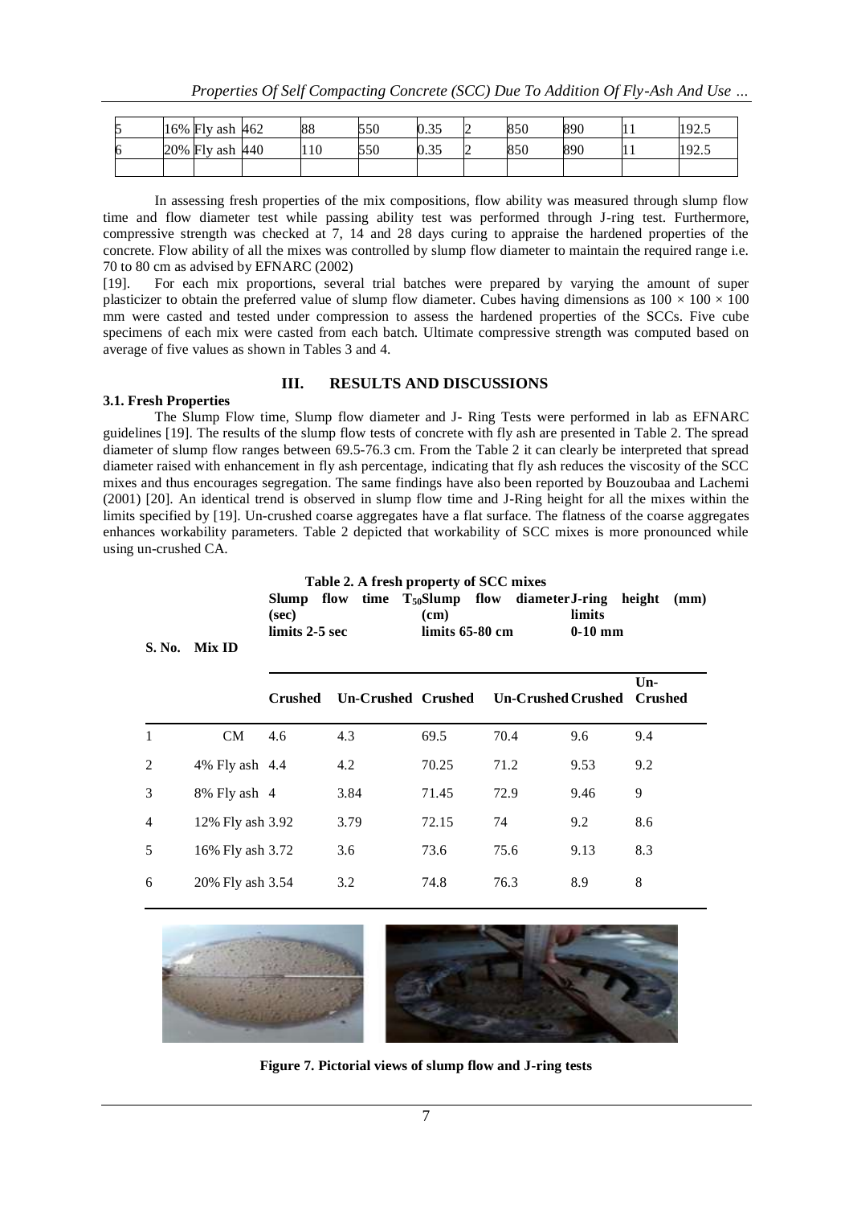| 5 | 16% Fly ash | 462 | 88 | 550 | 0.35 | 2 | 850 | 890 | 11 | 192.5 |
|---|---|---|---|---|---|---|---|---|---|---|
| 6 | 20% Fly ash | 440 | 110 | 550 | 0.35 | 2 | 850 | 890 | 11 | 192.5 |
| | | | | | | | | | | |

In assessing fresh properties of the mix compositions, flow ability was measured through slump flow time and flow diameter test while passing ability test was performed through J-ring test. Furthermore, compressive strength was checked at 7, 14 and 28 days curing to appraise the hardened properties of the concrete. Flow ability of all the mixes was controlled by slump flow diameter to maintain the required range i.e. 70 to 80 cm as advised by EFNARC (2002) [19]. For each mix proportions, several trial batches were prepared by varying the amount of super plasticizer to obtain the preferred value of slump flow diameter. Cubes having dimensions as 100 × 100 × 100 mm were casted and tested under compression to assess the hardened properties of the SCCs. Five cube specimens of each mix were casted from each batch. Ultimate compressive strength was computed based on average of five values as shown in Tables 3 and 4.

## III. RESULTS AND DISCUSSIONS

### 3.1. Fresh Properties

The Slump Flow time, Slump flow diameter and J- Ring Tests were performed in lab as EFNARC guidelines [19]. The results of the slump flow tests of concrete with fly ash are presented in Table 2. The spread diameter of slump flow ranges between 69.5-76.3 cm. From the Table 2 it can clearly be interpreted that spread diameter raised with enhancement in fly ash percentage, indicating that fly ash reduces the viscosity of the SCC mixes and thus encourages segregation. The same findings have also been reported by Bouzoubaa and Lachemi (2001) [20]. An identical trend is observed in slump flow time and J-Ring height for all the mixes within the limits specified by [19]. Un-crushed coarse aggregates have a flat surface. The flatness of the coarse aggregates enhances workability parameters. Table 2 depicted that workability of SCC mixes is more pronounced while using un-crushed CA.

**Table 2. A fresh property of SCC mixes**

| S. No. | Mix ID | Slump flow time $T_{50}$ (sec) limits 2-5 sec | | Slump flow diameter (cm) limits 65-80 cm | | J-ring height (mm) limits 0-10 mm | |
|---|---|---|---|---|---|---|---|
| | | Crushed | Un-Crushed | Crushed | Un-Crushed | Crushed | Un-Crushed |
| 1 | CM | 4.6 | 4.3 | 69.5 | 70.4 | 9.6 | 9.4 |
| 2 | 4% Fly ash | 4.4 | 4.2 | 70.25 | 71.2 | 9.53 | 9.2 |
| 3 | 8% Fly ash | 4 | 3.84 | 71.45 | 72.9 | 9.46 | 9 |
| 4 | 12% Fly ash | 3.92 | 3.79 | 72.15 | 74 | 9.2 | 8.6 |
| 5 | 16% Fly ash | 3.72 | 3.6 | 73.6 | 75.6 | 9.13 | 8.3 |
| 6 | 20% Fly ash | 3.54 | 3.2 | 74.8 | 76.3 | 8.9 | 8 |

**Figure 7. Pictorial views of slump flow and J-ring tests**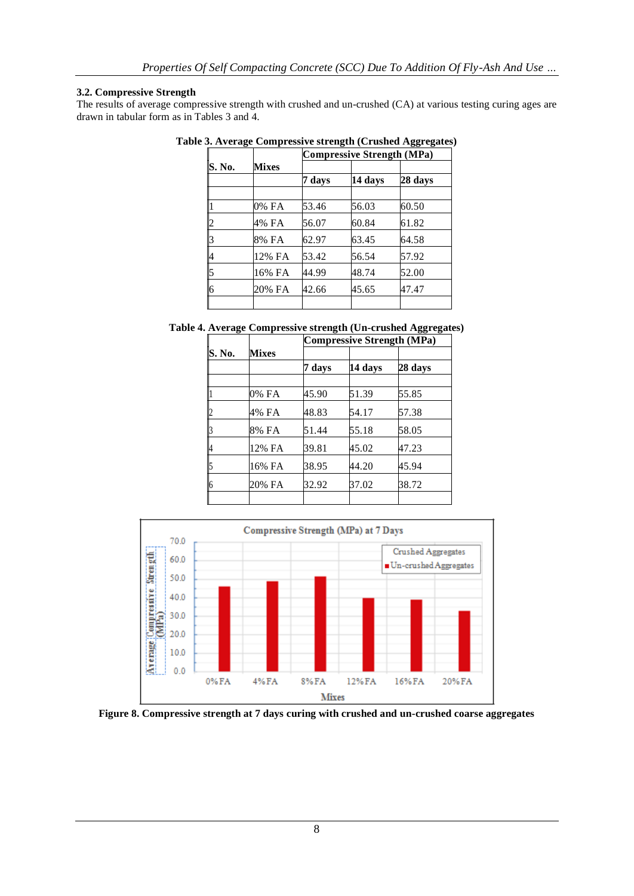### 3.2. Compressive Strength

The results of average compressive strength with crushed and un-crushed (CA) at various testing curing ages are drawn in tabular form as in Tables 3 and 4.

**Table 3. Average Compressive strength (Crushed Aggregates)**

| S. No. | Mixes | Compressive Strength (MPa) | | |
|---|---|---|---|---|
| | | 7 days | 14 days | 28 days |
| 1 | 0% FA | 53.46 | 56.03 | 60.50 |
| 2 | 4% FA | 56.07 | 60.84 | 61.82 |
| 3 | 8% FA | 62.97 | 63.45 | 64.58 |
| 4 | 12% FA | 53.42 | 56.54 | 57.92 |
| 5 | 16% FA | 44.99 | 48.74 | 52.00 |
| 6 | 20% FA | 42.66 | 45.65 | 47.47 |

**Table 4. Average Compressive strength (Un-crushed Aggregates)**

| S. No. | Mixes | Compressive Strength (MPa) | | |
|---|---|---|---|---|
| | | 7 days | 14 days | 28 days |
| 1 | 0% FA | 45.90 | 51.39 | 55.85 |
| 2 | 4% FA | 48.83 | 54.17 | 57.38 |
| 3 | 8% FA | 51.44 | 55.18 | 58.05 |
| 4 | 12% FA | 39.81 | 45.02 | 47.23 |
| 5 | 16% FA | 38.95 | 44.20 | 45.94 |
| 6 | 20% FA | 32.92 | 37.02 | 38.72 |

**Figure 8. Compressive strength at 7 days curing with crushed and un-crushed coarse aggregates**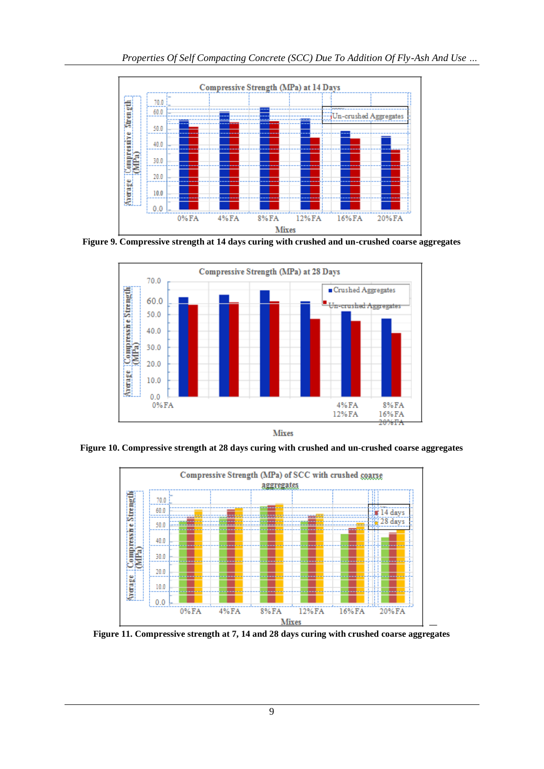Figure 9. Compressive strength at 14 days curing with crushed and un-crushed coarse aggregates

Figure 10. Compressive strength at 28 days curing with crushed and un-crushed coarse aggregates

Figure 11. Compressive strength at 7, 14 and 28 days curing with crushed coarse aggregates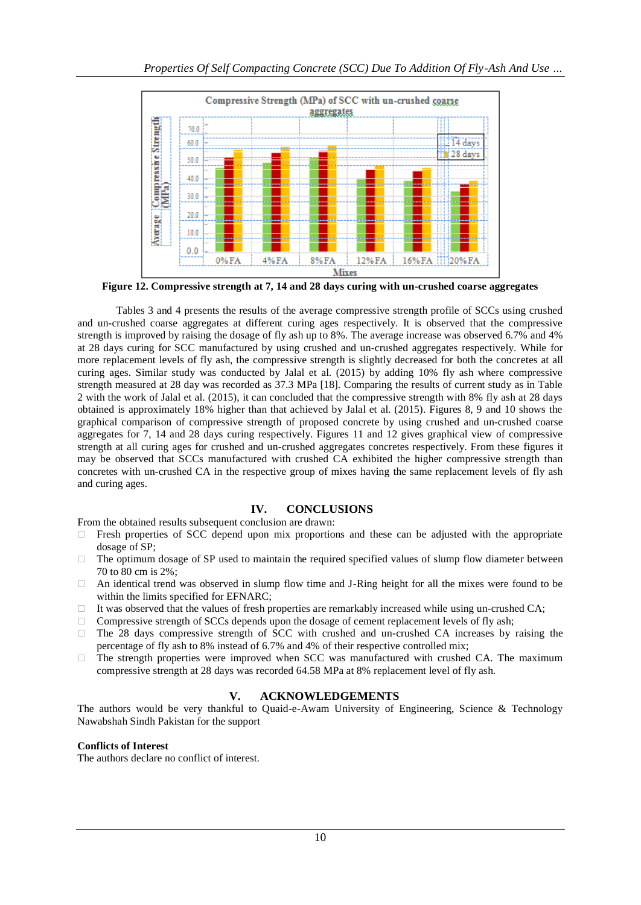Figure 12. Compressive strength at 7, 14 and 28 days curing with un-crushed coarse aggregates

Tables 3 and 4 presents the results of the average compressive strength profile of SCCs using crushed and un-crushed coarse aggregates at different curing ages respectively. It is observed that the compressive strength is improved by raising the dosage of fly ash up to 8%. The average increase was observed 6.7% and 4% at 28 days curing for SCC manufactured by using crushed and un-crushed aggregates respectively. While for more replacement levels of fly ash, the compressive strength is slightly decreased for both the concretes at all curing ages. Similar study was conducted by Jalal et al. (2015) by adding 10% fly ash where compressive strength measured at 28 day was recorded as 37.3 MPa [18]. Comparing the results of current study as in Table 2 with the work of Jalal et al. (2015), it can concluded that the compressive strength with 8% fly ash at 28 days obtained is approximately 18% higher than that achieved by Jalal et al. (2015). Figures 8, 9 and 10 shows the graphical comparison of compressive strength of proposed concrete by using crushed and un-crushed coarse aggregates for 7, 14 and 28 days curing respectively. Figures 11 and 12 gives graphical view of compressive strength at all curing ages for crushed and un-crushed aggregates concretes respectively. From these figures it may be observed that SCCs manufactured with crushed CA exhibited the higher compressive strength than concretes with un-crushed CA in the respective group of mixes having the same replacement levels of fly ash and curing ages.

## IV. CONCLUSIONS

From the obtained results subsequent conclusion are drawn:

- Fresh properties of SCC depend upon mix proportions and these can be adjusted with the appropriate dosage of SP;
- The optimum dosage of SP used to maintain the required specified values of slump flow diameter between 70 to 80 cm is 2%;
- An identical trend was observed in slump flow time and J-Ring height for all the mixes were found to be within the limits specified for EFNARC;
- It was observed that the values of fresh properties are remarkably increased while using un-crushed CA;
- Compressive strength of SCCs depends upon the dosage of cement replacement levels of fly ash;
- The 28 days compressive strength of SCC with crushed and un-crushed CA increases by raising the percentage of fly ash to 8% instead of 6.7% and 4% of their respective controlled mix;
- The strength properties were improved when SCC was manufactured with crushed CA. The maximum compressive strength at 28 days was recorded 64.58 MPa at 8% replacement level of fly ash.

## V. ACKNOWLEDGEMENTS

The authors would be very thankful to Quaid-e-Awam University of Engineering, Science & Technology Nawabshah Sindh Pakistan for the support

**Conflicts of Interest**

The authors declare no conflict of interest.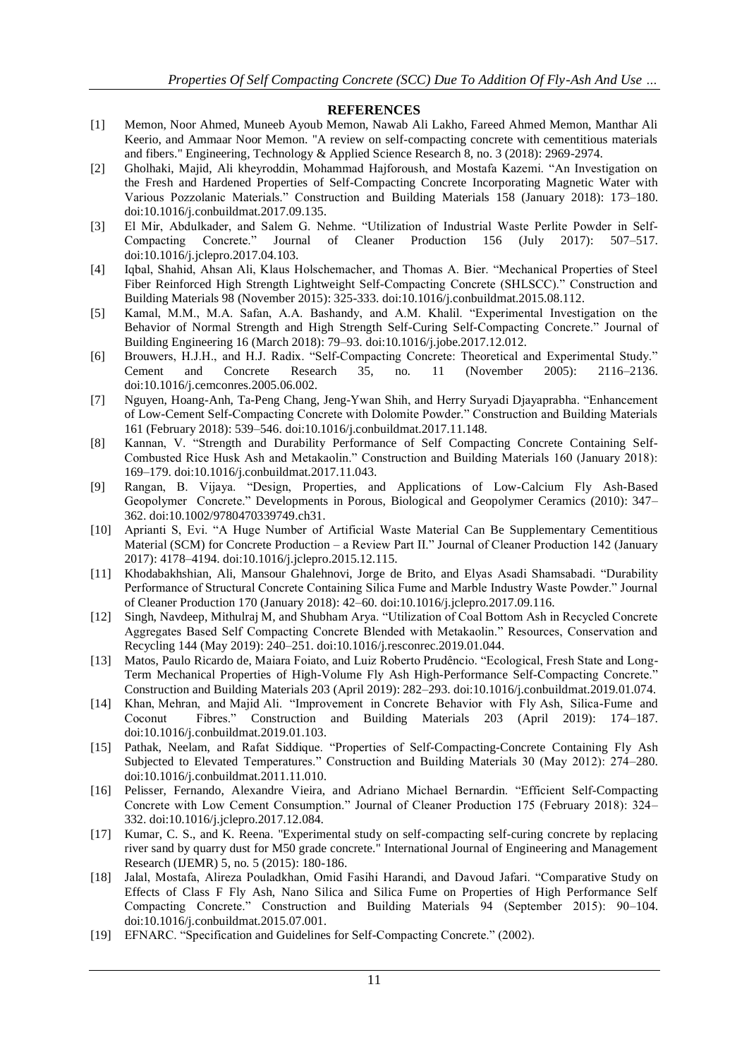## REFERENCES

[1] Memon, Noor Ahmed, Muneeb Ayoub Memon, Nawab Ali Lakho, Fareed Ahmed Memon, Manthar Ali Keerio, and Ammaar Noor Memon. "A review on self-compacting concrete with cementitious materials and fibers." Engineering, Technology & Applied Science Research 8, no. 3 (2018): 2969-2974.

[2] Gholhaki, Majid, Ali kheyroddin, Mohammad Hajforoush, and Mostafa Kazemi. "An Investigation on the Fresh and Hardened Properties of Self-Compacting Concrete Incorporating Magnetic Water with Various Pozzolanic Materials." Construction and Building Materials 158 (January 2018): 173–180. doi:10.1016/j.conbuildmat.2017.09.135.

[3] El Mir, Abdulkader, and Salem G. Nehme. "Utilization of Industrial Waste Perlite Powder in Self-Compacting Concrete." Journal of Cleaner Production 156 (July 2017): 507–517. doi:10.1016/j.jclepro.2017.04.103.

[4] Iqbal, Shahid, Ahsan Ali, Klaus Holschemacher, and Thomas A. Bier. "Mechanical Properties of Steel Fiber Reinforced High Strength Lightweight Self-Compacting Concrete (SHLSCC)." Construction and Building Materials 98 (November 2015): 325-333. doi:10.1016/j.conbuildmat.2015.08.112.

[5] Kamal, M.M., M.A. Safan, A.A. Bashandy, and A.M. Khalil. "Experimental Investigation on the Behavior of Normal Strength and High Strength Self-Curing Self-Compacting Concrete." Journal of Building Engineering 16 (March 2018): 79–93. doi:10.1016/j.jobe.2017.12.012.

[6] Brouwers, H.J.H., and H.J. Radix. "Self-Compacting Concrete: Theoretical and Experimental Study." Cement and Concrete Research 35, no. 11 (November 2005): 2116–2136. doi:10.1016/j.cemconres.2005.06.002.

[7] Nguyen, Hoang-Anh, Ta-Peng Chang, Jeng-Ywan Shih, and Herry Suryadi Djayaprabha. "Enhancement of Low-Cement Self-Compacting Concrete with Dolomite Powder." Construction and Building Materials 161 (February 2018): 539–546. doi:10.1016/j.conbuildmat.2017.11.148.

[8] Kannan, V. "Strength and Durability Performance of Self Compacting Concrete Containing Self-Combusted Rice Husk Ash and Metakaolin." Construction and Building Materials 160 (January 2018): 169–179. doi:10.1016/j.conbuildmat.2017.11.043.

[9] Rangan, B. Vijaya. "Design, Properties, and Applications of Low-Calcium Fly Ash-Based Geopolymer Concrete." Developments in Porous, Biological and Geopolymer Ceramics (2010): 347–362. doi:10.1002/9780470339749.ch31.

[10] Aprianti S, Evi. "A Huge Number of Artificial Waste Material Can Be Supplementary Cementitious Material (SCM) for Concrete Production – a Review Part II." Journal of Cleaner Production 142 (January 2017): 4178–4194. doi:10.1016/j.jclepro.2015.12.115.

[11] Khodabakhshian, Ali, Mansour Ghalehnovi, Jorge de Brito, and Elyas Asadi Shamsabadi. "Durability Performance of Structural Concrete Containing Silica Fume and Marble Industry Waste Powder." Journal of Cleaner Production 170 (January 2018): 42–60. doi:10.1016/j.jclepro.2017.09.116.

[12] Singh, Navdeep, Mithulraj M, and Shubham Arya. "Utilization of Coal Bottom Ash in Recycled Concrete Aggregates Based Self Compacting Concrete Blended with Metakaolin." Resources, Conservation and Recycling 144 (May 2019): 240–251. doi:10.1016/j.resconrec.2019.01.044.

[13] Matos, Paulo Ricardo de, Maiara Foiato, and Luiz Roberto Prudêncio. "Ecological, Fresh State and Long-Term Mechanical Properties of High-Volume Fly Ash High-Performance Self-Compacting Concrete." Construction and Building Materials 203 (April 2019): 282–293. doi:10.1016/j.conbuildmat.2019.01.074.

[14] Khan, Mehran, and Majid Ali. "Improvement in Concrete Behavior with Fly Ash, Silica-Fume and Coconut Fibres." Construction and Building Materials 203 (April 2019): 174–187. doi:10.1016/j.conbuildmat.2019.01.103.

[15] Pathak, Neelam, and Rafat Siddique. "Properties of Self-Compacting-Concrete Containing Fly Ash Subjected to Elevated Temperatures." Construction and Building Materials 30 (May 2012): 274–280. doi:10.1016/j.conbuildmat.2011.11.010.

[16] Pelisser, Fernando, Alexandre Vieira, and Adriano Michael Bernardin. "Efficient Self-Compacting Concrete with Low Cement Consumption." Journal of Cleaner Production 175 (February 2018): 324–332. doi:10.1016/j.jclepro.2017.12.084.

[17] Kumar, C. S., and K. Reena. "Experimental study on self-compacting self-curing concrete by replacing river sand by quarry dust for M50 grade concrete." International Journal of Engineering and Management Research (IJEMR) 5, no. 5 (2015): 180-186.

[18] Jalal, Mostafa, Alireza Pouladkhan, Omid Fasihi Harandi, and Davoud Jafari. "Comparative Study on Effects of Class F Fly Ash, Nano Silica and Silica Fume on Properties of High Performance Self Compacting Concrete." Construction and Building Materials 94 (September 2015): 90–104. doi:10.1016/j.conbuildmat.2015.07.001.

[19] EFNARC. "Specification and Guidelines for Self-Compacting Concrete." (2002).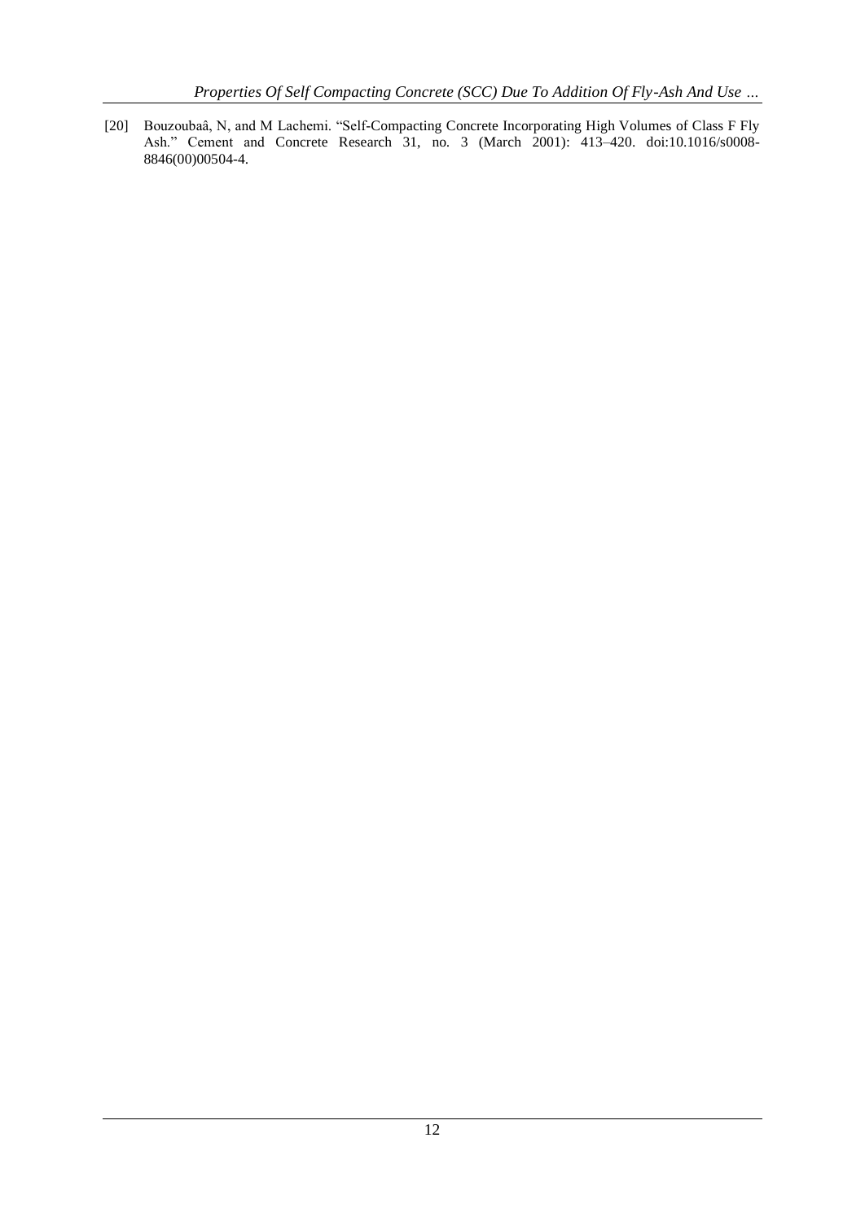[20] Bouzoubaâ, N, and M Lachemi. "Self-Compacting Concrete Incorporating High Volumes of Class F Fly Ash." Cement and Concrete Research 31, no. 3 (March 2001): 413–420. doi:10.1016/s0008-8846(00)00504-4.